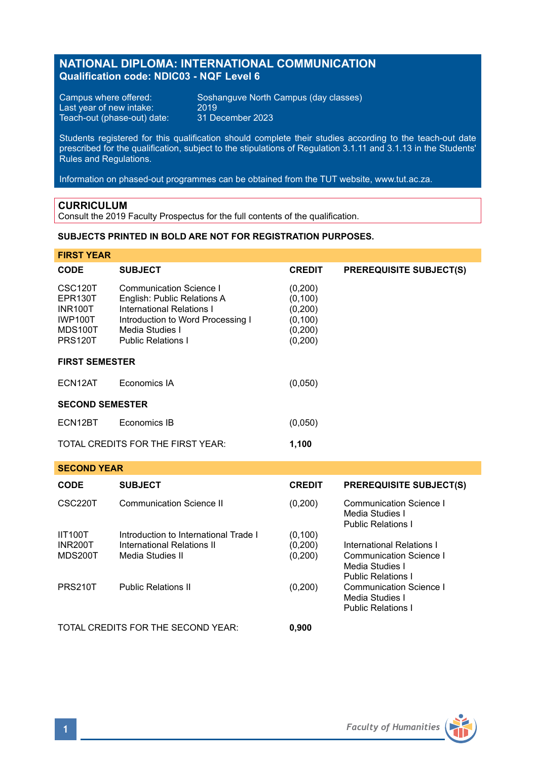# NATIONAL DIPLOMA: INTERNATIONAL COMMUNICATION
**Qualification code: NDIC03 - NQF Level 6**

Campus where offered: Soshanguve North Campus (day classes)
Last year of new intake: 2019
Teach-out (phase-out) date: 31 December 2023

Students registered for this qualification should complete their studies according to the teach-out date prescribed for the qualification, subject to the stipulations of Regulation 3.1.11 and 3.1.13 in the Students' Rules and Regulations.

Information on phased-out programmes can be obtained from the TUT website, www.tut.ac.za.

## CURRICULUM
Consult the 2019 Faculty Prospectus for the full contents of the qualification.

**SUBJECTS PRINTED IN BOLD ARE NOT FOR REGISTRATION PURPOSES.**

### FIRST YEAR

| CODE | SUBJECT | CREDIT | PREREQUISITE SUBJECT(S) |
|---|---|---|---|
| CSC120T | Communication Science I | (0,200) | |
| EPR130T | English: Public Relations A | (0,100) | |
| INR100T | International Relations I | (0,200) | |
| IWP100T | Introduction to Word Processing I | (0,100) | |
| MDS100T | Media Studies I | (0,200) | |
| PRS120T | Public Relations I | (0,200) | |
| **FIRST SEMESTER** | | | |
| ECN12AT | Economics IA | (0,050) | |
| **SECOND SEMESTER** | | | |
| ECN12BT | Economics IB | (0,050) | |

TOTAL CREDITS FOR THE FIRST YEAR: **1,100**

### SECOND YEAR

| CODE | SUBJECT | CREDIT | PREREQUISITE SUBJECT(S) |
|---|---|---|---|
| CSC220T | Communication Science II | (0,200) | Communication Science I<br>Media Studies I<br>Public Relations I |
| IIT100T | Introduction to International Trade I | (0,100) | |
| INR200T | International Relations II | (0,200) | International Relations I |
| MDS200T | Media Studies II | (0,200) | Communication Science I<br>Media Studies I<br>Public Relations I |
| PRS210T | Public Relations II | (0,200) | Communication Science I<br>Media Studies I<br>Public Relations I |

TOTAL CREDITS FOR THE SECOND YEAR: **0,900**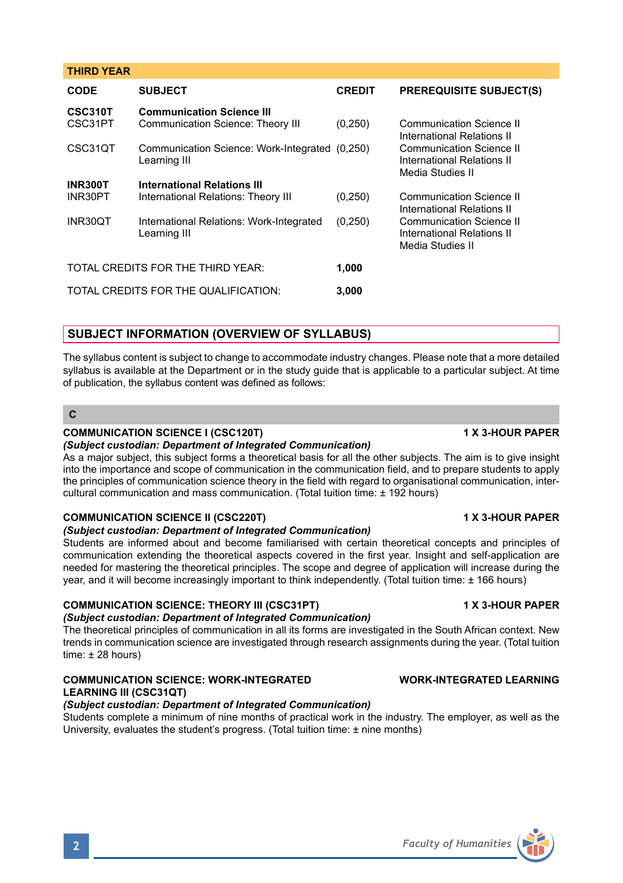## THIRD YEAR

| CODE | SUBJECT | CREDIT | PREREQUISITE SUBJECT(S) |
|---|---|---|---|
| **CSC310T** | **Communication Science III** | | |
| CSC31PT | Communication Science: Theory III | (0,250) | Communication Science II<br>International Relations II |
| CSC31QT | Communication Science: Work-Integrated Learning III | (0,250) | Communication Science II<br>International Relations II<br>Media Studies II |
| **INR300T** | **International Relations III** | | |
| INR30PT | International Relations: Theory III | (0,250) | Communication Science II<br>International Relations II |
| INR30QT | International Relations: Work-Integrated Learning III | (0,250) | Communication Science II<br>International Relations II<br>Media Studies II |
| TOTAL CREDITS FOR THE THIRD YEAR: | | **1,000** | |
| TOTAL CREDITS FOR THE QUALIFICATION: | | **3,000** | |

## SUBJECT INFORMATION (OVERVIEW OF SYLLABUS)

The syllabus content is subject to change to accommodate industry changes. Please note that a more detailed syllabus is available at the Department or in the study guide that is applicable to a particular subject. At time of publication, the syllabus content was defined as follows:

### C

**COMMUNICATION SCIENCE I (CSC120T)** — **1 X 3-HOUR PAPER**

***(Subject custodian: Department of Integrated Communication)***

As a major subject, this subject forms a theoretical basis for all the other subjects. The aim is to give insight into the importance and scope of communication in the communication field, and to prepare students to apply the principles of communication science theory in the field with regard to organisational communication, intercultural communication and mass communication. (Total tuition time: ± 192 hours)

**COMMUNICATION SCIENCE II (CSC220T)** — **1 X 3-HOUR PAPER**

***(Subject custodian: Department of Integrated Communication)***

Students are informed about and become familiarised with certain theoretical concepts and principles of communication extending the theoretical aspects covered in the first year. Insight and self-application are needed for mastering the theoretical principles. The scope and degree of application will increase during the year, and it will become increasingly important to think independently. (Total tuition time: ± 166 hours)

**COMMUNICATION SCIENCE: THEORY III (CSC31PT)** — **1 X 3-HOUR PAPER**

***(Subject custodian: Department of Integrated Communication)***

The theoretical principles of communication in all its forms are investigated in the South African context. New trends in communication science are investigated through research assignments during the year. (Total tuition time: ± 28 hours)

**COMMUNICATION SCIENCE: WORK-INTEGRATED LEARNING III (CSC31QT)** — **WORK-INTEGRATED LEARNING**

***(Subject custodian: Department of Integrated Communication)***

Students complete a minimum of nine months of practical work in the industry. The employer, as well as the University, evaluates the student's progress. (Total tuition time: ± nine months)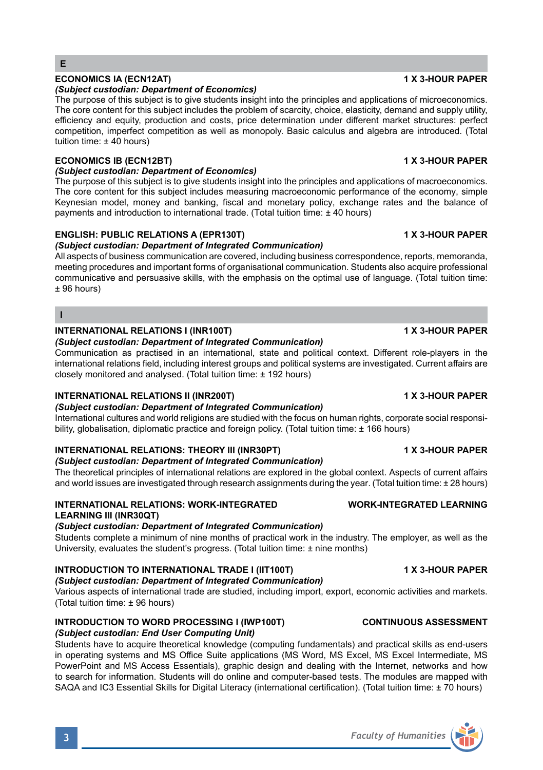## E

### ECONOMICS IA (ECN12AT) — 1 X 3-HOUR PAPER

*(Subject custodian: Department of Economics)*

The purpose of this subject is to give students insight into the principles and applications of microeconomics. The core content for this subject includes the problem of scarcity, choice, elasticity, demand and supply utility, efficiency and equity, production and costs, price determination under different market structures: perfect competition, imperfect competition as well as monopoly. Basic calculus and algebra are introduced. (Total tuition time: ± 40 hours)

### ECONOMICS IB (ECN12BT) — 1 X 3-HOUR PAPER

*(Subject custodian: Department of Economics)*

The purpose of this subject is to give students insight into the principles and applications of macroeconomics. The core content for this subject includes measuring macroeconomic performance of the economy, simple Keynesian model, money and banking, fiscal and monetary policy, exchange rates and the balance of payments and introduction to international trade. (Total tuition time: ± 40 hours)

### ENGLISH: PUBLIC RELATIONS A (EPR130T) — 1 X 3-HOUR PAPER

*(Subject custodian: Department of Integrated Communication)*

All aspects of business communication are covered, including business correspondence, reports, memoranda, meeting procedures and important forms of organisational communication. Students also acquire professional communicative and persuasive skills, with the emphasis on the optimal use of language. (Total tuition time: ± 96 hours)

## I

### INTERNATIONAL RELATIONS I (INR100T) — 1 X 3-HOUR PAPER

*(Subject custodian: Department of Integrated Communication)*

Communication as practised in an international, state and political context. Different role-players in the international relations field, including interest groups and political systems are investigated. Current affairs are closely monitored and analysed. (Total tuition time: ± 192 hours)

### INTERNATIONAL RELATIONS II (INR200T) — 1 X 3-HOUR PAPER

*(Subject custodian: Department of Integrated Communication)*

International cultures and world religions are studied with the focus on human rights, corporate social responsibility, globalisation, diplomatic practice and foreign policy. (Total tuition time: ± 166 hours)

### INTERNATIONAL RELATIONS: THEORY III (INR30PT) — 1 X 3-HOUR PAPER

*(Subject custodian: Department of Integrated Communication)*

The theoretical principles of international relations are explored in the global context. Aspects of current affairs and world issues are investigated through research assignments during the year. (Total tuition time: ± 28 hours)

### INTERNATIONAL RELATIONS: WORK-INTEGRATED LEARNING III (INR30QT) — WORK-INTEGRATED LEARNING

*(Subject custodian: Department of Integrated Communication)*

Students complete a minimum of nine months of practical work in the industry. The employer, as well as the University, evaluates the student's progress. (Total tuition time: ± nine months)

### INTRODUCTION TO INTERNATIONAL TRADE I (IIT100T) — 1 X 3-HOUR PAPER

*(Subject custodian: Department of Integrated Communication)*

Various aspects of international trade are studied, including import, export, economic activities and markets. (Total tuition time: ± 96 hours)

### INTRODUCTION TO WORD PROCESSING I (IWP100T) — CONTINUOUS ASSESSMENT

*(Subject custodian: End User Computing Unit)*

Students have to acquire theoretical knowledge (computing fundamentals) and practical skills as end-users in operating systems and MS Office Suite applications (MS Word, MS Excel, MS Excel Intermediate, MS PowerPoint and MS Access Essentials), graphic design and dealing with the Internet, networks and how to search for information. Students will do online and computer-based tests. The modules are mapped with SAQA and IC3 Essential Skills for Digital Literacy (international certification). (Total tuition time: ± 70 hours)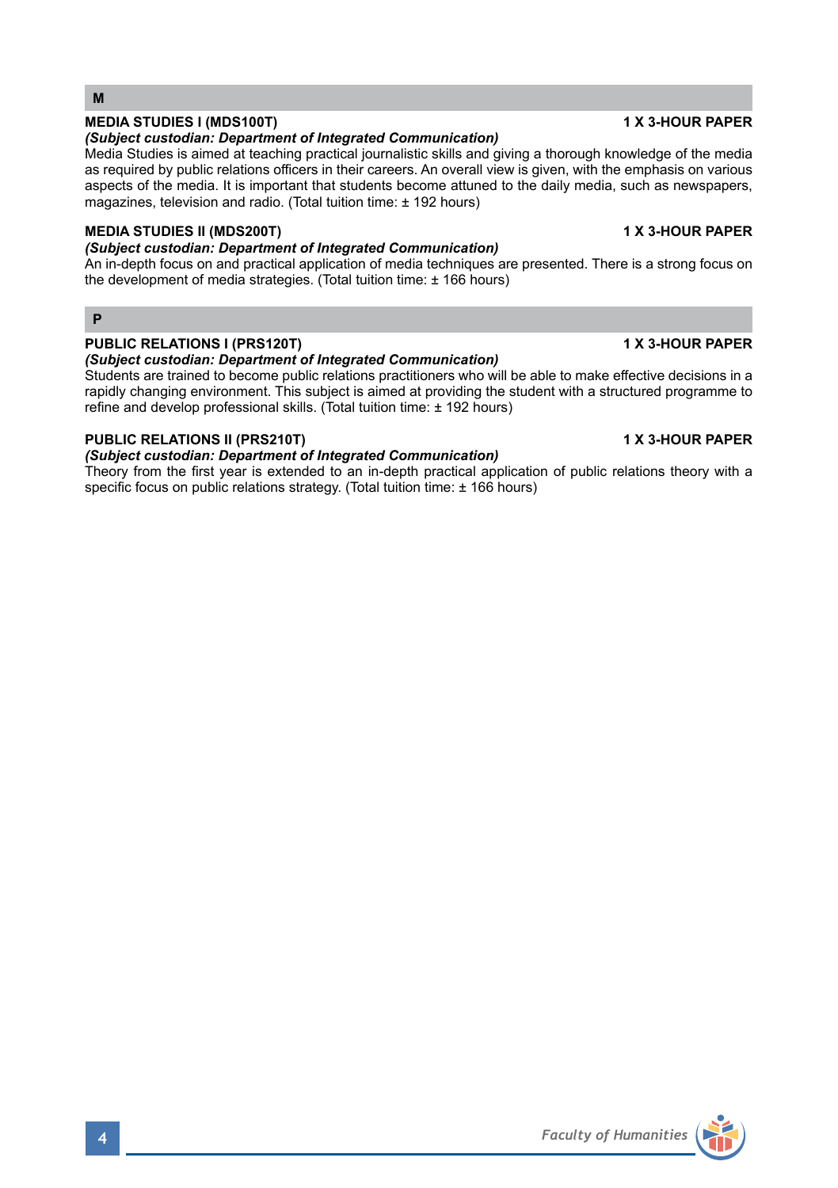## M

### MEDIA STUDIES I (MDS100T) — 1 X 3-HOUR PAPER

***(Subject custodian: Department of Integrated Communication)***

Media Studies is aimed at teaching practical journalistic skills and giving a thorough knowledge of the media as required by public relations officers in their careers. An overall view is given, with the emphasis on various aspects of the media. It is important that students become attuned to the daily media, such as newspapers, magazines, television and radio. (Total tuition time: ± 192 hours)

### MEDIA STUDIES II (MDS200T) — 1 X 3-HOUR PAPER

***(Subject custodian: Department of Integrated Communication)***

An in-depth focus on and practical application of media techniques are presented. There is a strong focus on the development of media strategies. (Total tuition time: ± 166 hours)

## P

### PUBLIC RELATIONS I (PRS120T) — 1 X 3-HOUR PAPER

***(Subject custodian: Department of Integrated Communication)***

Students are trained to become public relations practitioners who will be able to make effective decisions in a rapidly changing environment. This subject is aimed at providing the student with a structured programme to refine and develop professional skills. (Total tuition time: ± 192 hours)

### PUBLIC RELATIONS II (PRS210T) — 1 X 3-HOUR PAPER

***(Subject custodian: Department of Integrated Communication)***

Theory from the first year is extended to an in-depth practical application of public relations theory with a specific focus on public relations strategy. (Total tuition time: ± 166 hours)